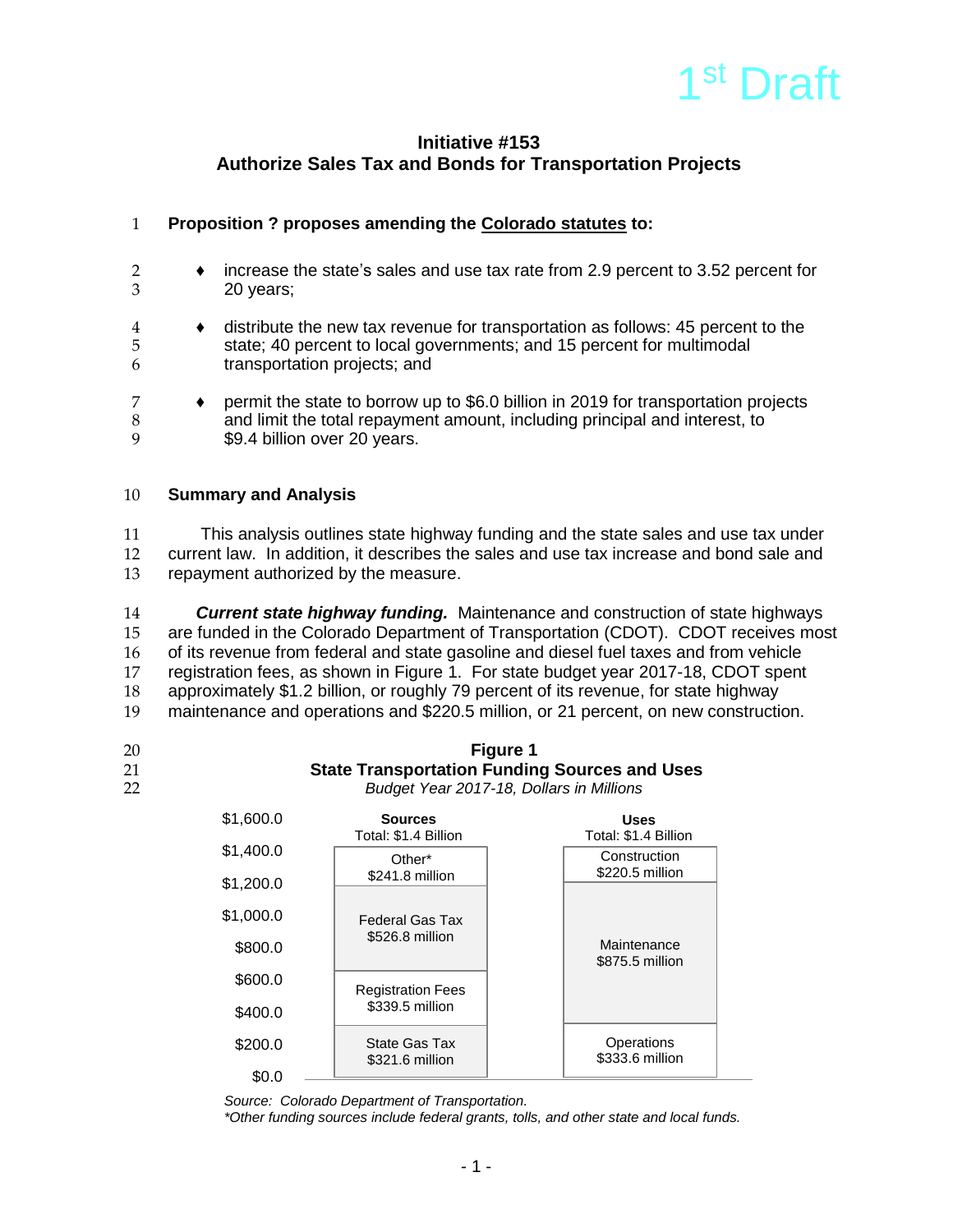1st Draft

# Initiative #153
## Authorize Sales Tax and Bonds for Transportation Projects

**Proposition ? proposes amending the Colorado statutes to:**

- increase the state's sales and use tax rate from 2.9 percent to 3.52 percent for 20 years;
- distribute the new tax revenue for transportation as follows: 45 percent to the state; 40 percent to local governments; and 15 percent for multimodal transportation projects; and
- permit the state to borrow up to $6.0 billion in 2019 for transportation projects and limit the total repayment amount, including principal and interest, to $9.4 billion over 20 years.

**Summary and Analysis**

This analysis outlines state highway funding and the state sales and use tax under current law. In addition, it describes the sales and use tax increase and bond sale and repayment authorized by the measure.

***Current state highway funding.*** Maintenance and construction of state highways are funded in the Colorado Department of Transportation (CDOT). CDOT receives most of its revenue from federal and state gasoline and diesel fuel taxes and from vehicle registration fees, as shown in Figure 1. For state budget year 2017-18, CDOT spent approximately $1.2 billion, or roughly 79 percent of its revenue, for state highway maintenance and operations and $220.5 million, or 21 percent, on new construction.

**Figure 1**
**State Transportation Funding Sources and Uses**
*Budget Year 2017-18, Dollars in Millions*

| Sources (Total: $1.4 Billion) | Uses (Total: $1.4 Billion) |
|---|---|
| Other* $241.8 million | Construction $220.5 million |
| Federal Gas Tax $526.8 million | Maintenance $875.5 million |
| Registration Fees $339.5 million | Operations $333.6 million |
| State Gas Tax $321.6 million | |

*Source: Colorado Department of Transportation.*
**Other funding sources include federal grants, tolls, and other state and local funds.*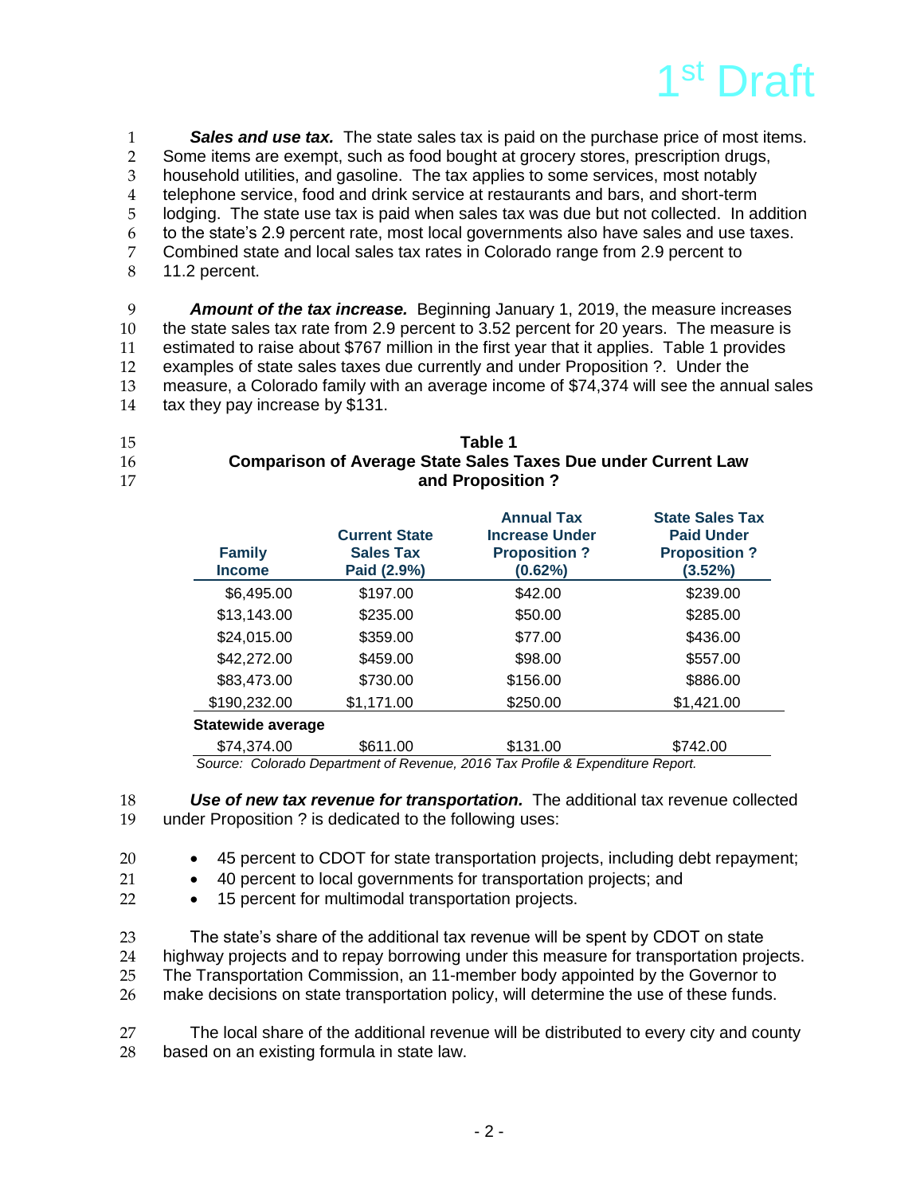***Sales and use tax.*** The state sales tax is paid on the purchase price of most items. Some items are exempt, such as food bought at grocery stores, prescription drugs, household utilities, and gasoline. The tax applies to some services, most notably telephone service, food and drink service at restaurants and bars, and short-term lodging. The state use tax is paid when sales tax was due but not collected. In addition to the state's 2.9 percent rate, most local governments also have sales and use taxes. Combined state and local sales tax rates in Colorado range from 2.9 percent to 11.2 percent.

***Amount of the tax increase.*** Beginning January 1, 2019, the measure increases the state sales tax rate from 2.9 percent to 3.52 percent for 20 years. The measure is estimated to raise about $767 million in the first year that it applies. Table 1 provides examples of state sales taxes due currently and under Proposition ?. Under the measure, a Colorado family with an average income of $74,374 will see the annual sales tax they pay increase by $131.

**Table 1**
**Comparison of Average State Sales Taxes Due under Current Law and Proposition ?**

| Family Income | Current State Sales Tax Paid (2.9%) | Annual Tax Increase Under Proposition ? (0.62%) | State Sales Tax Paid Under Proposition ? (3.52%) |
|---|---|---|---|
| $6,495.00 | $197.00 | $42.00 | $239.00 |
| $13,143.00 | $235.00 | $50.00 | $285.00 |
| $24,015.00 | $359.00 | $77.00 | $436.00 |
| $42,272.00 | $459.00 | $98.00 | $557.00 |
| $83,473.00 | $730.00 | $156.00 | $886.00 |
| $190,232.00 | $1,171.00 | $250.00 | $1,421.00 |
| **Statewide average** | | | |
| $74,374.00 | $611.00 | $131.00 | $742.00 |

*Source: Colorado Department of Revenue, 2016 Tax Profile & Expenditure Report.*

***Use of new tax revenue for transportation.*** The additional tax revenue collected under Proposition ? is dedicated to the following uses:

- 45 percent to CDOT for state transportation projects, including debt repayment;
- 40 percent to local governments for transportation projects; and
- 15 percent for multimodal transportation projects.

The state's share of the additional tax revenue will be spent by CDOT on state highway projects and to repay borrowing under this measure for transportation projects. The Transportation Commission, an 11-member body appointed by the Governor to make decisions on state transportation policy, will determine the use of these funds.

The local share of the additional revenue will be distributed to every city and county based on an existing formula in state law.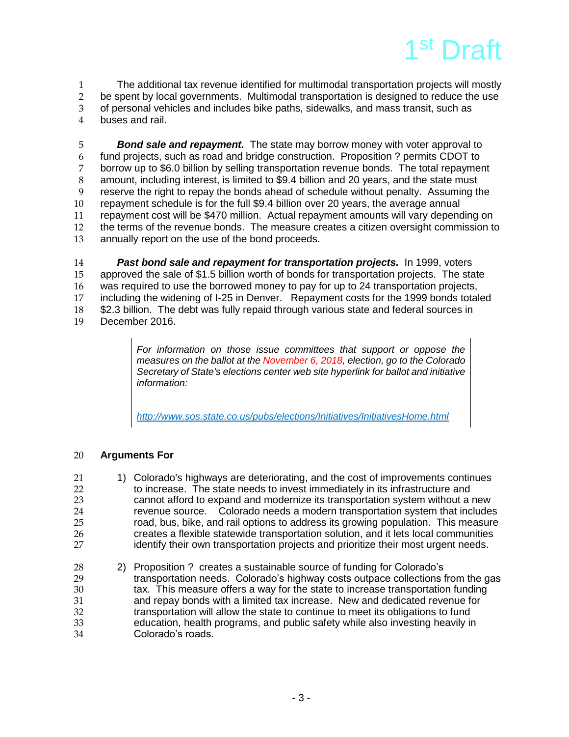The additional tax revenue identified for multimodal transportation projects will mostly be spent by local governments. Multimodal transportation is designed to reduce the use of personal vehicles and includes bike paths, sidewalks, and mass transit, such as buses and rail.

***Bond sale and repayment.*** The state may borrow money with voter approval to fund projects, such as road and bridge construction. Proposition ? permits CDOT to borrow up to $6.0 billion by selling transportation revenue bonds. The total repayment amount, including interest, is limited to $9.4 billion and 20 years, and the state must reserve the right to repay the bonds ahead of schedule without penalty. Assuming the repayment schedule is for the full $9.4 billion over 20 years, the average annual repayment cost will be $470 million. Actual repayment amounts will vary depending on the terms of the revenue bonds. The measure creates a citizen oversight commission to annually report on the use of the bond proceeds.

***Past bond sale and repayment for transportation projects.*** In 1999, voters approved the sale of $1.5 billion worth of bonds for transportation projects. The state was required to use the borrowed money to pay for up to 24 transportation projects, including the widening of I-25 in Denver. Repayment costs for the 1999 bonds totaled $2.3 billion. The debt was fully repaid through various state and federal sources in December 2016.

> *For information on those issue committees that support or oppose the measures on the ballot at the November 6, 2018, election, go to the Colorado Secretary of State's elections center web site hyperlink for ballot and initiative information:*
>
> *http://www.sos.state.co.us/pubs/elections/Initiatives/InitiativesHome.html*

**Arguments For**

1) Colorado's highways are deteriorating, and the cost of improvements continues to increase. The state needs to invest immediately in its infrastructure and cannot afford to expand and modernize its transportation system without a new revenue source. Colorado needs a modern transportation system that includes road, bus, bike, and rail options to address its growing population. This measure creates a flexible statewide transportation solution, and it lets local communities identify their own transportation projects and prioritize their most urgent needs.

2) Proposition ? creates a sustainable source of funding for Colorado's transportation needs. Colorado's highway costs outpace collections from the gas tax. This measure offers a way for the state to increase transportation funding and repay bonds with a limited tax increase. New and dedicated revenue for transportation will allow the state to continue to meet its obligations to fund education, health programs, and public safety while also investing heavily in Colorado's roads.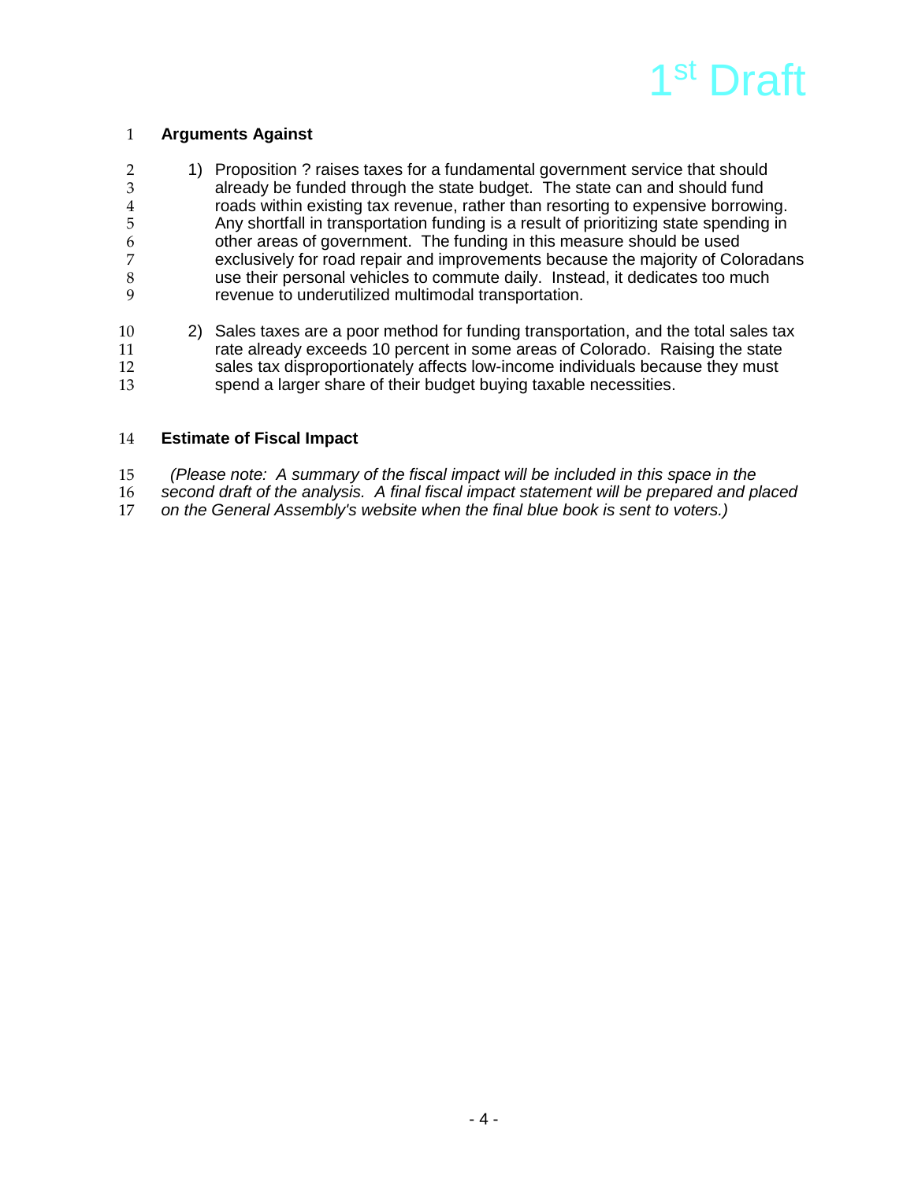1st Draft

**Arguments Against**

1) Proposition ? raises taxes for a fundamental government service that should already be funded through the state budget. The state can and should fund roads within existing tax revenue, rather than resorting to expensive borrowing. Any shortfall in transportation funding is a result of prioritizing state spending in other areas of government. The funding in this measure should be used exclusively for road repair and improvements because the majority of Coloradans use their personal vehicles to commute daily. Instead, it dedicates too much revenue to underutilized multimodal transportation.

2) Sales taxes are a poor method for funding transportation, and the total sales tax rate already exceeds 10 percent in some areas of Colorado. Raising the state sales tax disproportionately affects low-income individuals because they must spend a larger share of their budget buying taxable necessities.

**Estimate of Fiscal Impact**

*(Please note: A summary of the fiscal impact will be included in this space in the second draft of the analysis. A final fiscal impact statement will be prepared and placed on the General Assembly's website when the final blue book is sent to voters.)*